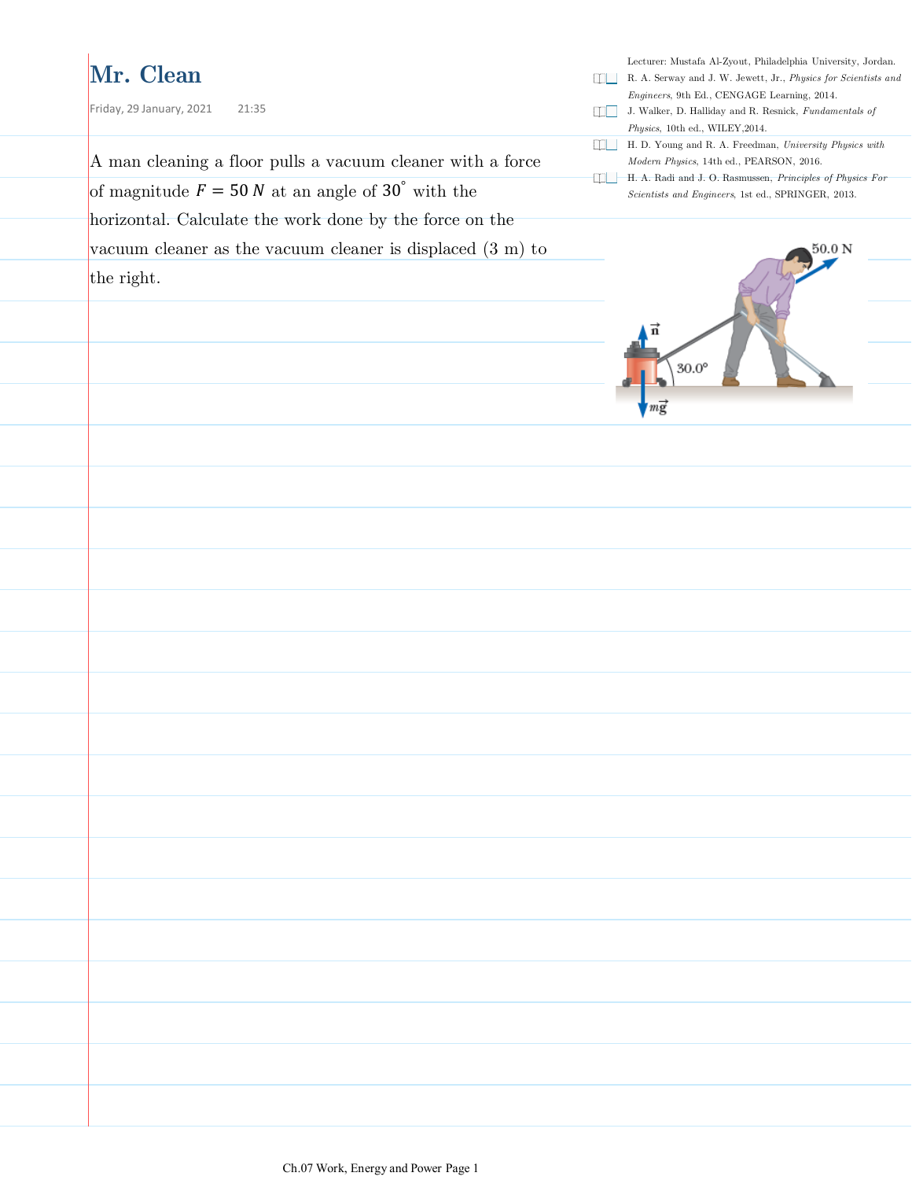# Mr. Clean

Friday, 29 January, 2021 21:35

Lecturer: Mustafa Al-Zyout, Philadelphia University, Jordan.

- R. A. Serway and J. W. Jewett, Jr., *Physics for Scientists and Engineers*, 9th Ed., CENGAGE Learning, 2014.
- J. Walker, D. Halliday and R. Resnick, *Fundamentals of Physics*, 10th ed., WILEY, 2014.
- H. D. Young and R. A. Freedman, *University Physics with Modern Physics*, 14th ed., PEARSON, 2016.
- H. A. Radi and J. O. Rasmussen, *Principles of Physics For Scientists and Engineers*, 1st ed., SPRINGER, 2013.

A man cleaning a floor pulls a vacuum cleaner with a force of magnitude $F = 50\ N$ at an angle of $30^{\circ}$ with the horizontal. Calculate the work done by the force on the vacuum cleaner as the vacuum cleaner is displaced (3 m) to the right.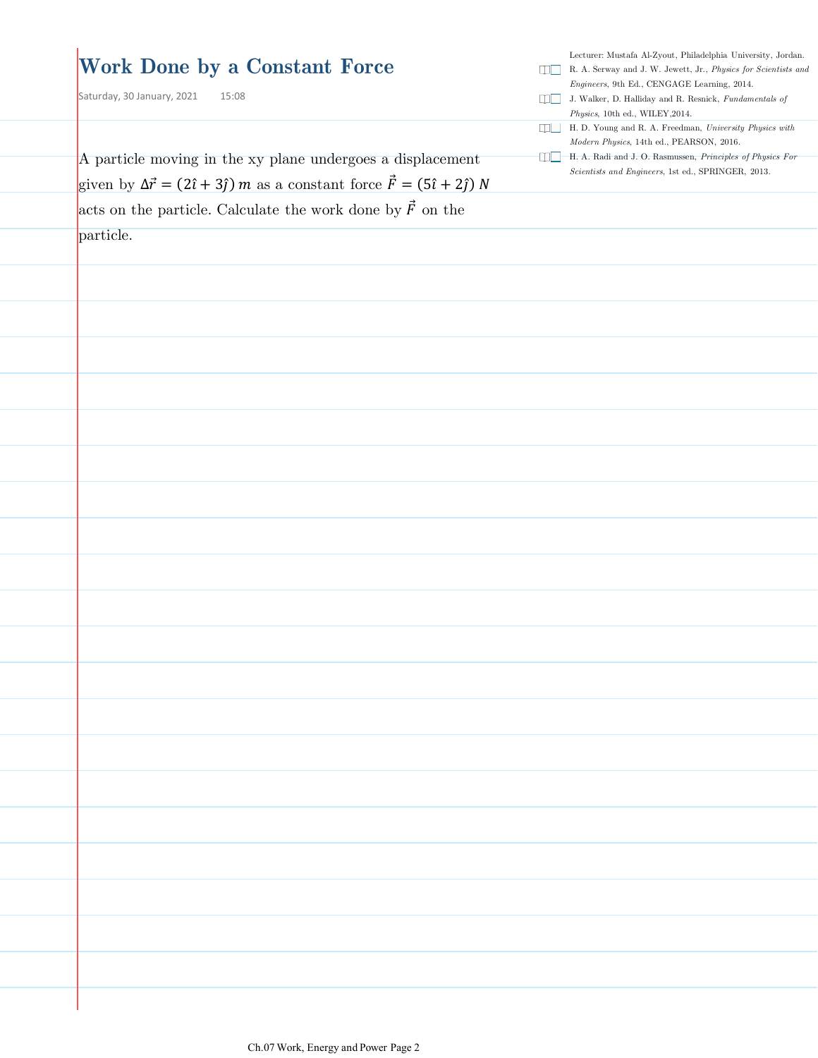# Work Done by a Constant Force

Saturday, 30 January, 2021 15:08

Lecturer: Mustafa Al-Zyout, Philadelphia University, Jordan.

- R. A. Serway and J. W. Jewett, Jr., *Physics for Scientists and Engineers*, 9th Ed., CENGAGE Learning, 2014.
- J. Walker, D. Halliday and R. Resnick, *Fundamentals of Physics*, 10th ed., WILEY,2014.
- H. D. Young and R. A. Freedman, *University Physics with Modern Physics*, 14th ed., PEARSON, 2016.
- H. A. Radi and J. O. Rasmussen, *Principles of Physics For Scientists and Engineers*, 1st ed., SPRINGER, 2013.

A particle moving in the xy plane undergoes a displacement given by $\Delta\vec{r} = (2\hat{\imath} + 3\hat{\jmath})\ m$ as a constant force $\vec{F} = (5\hat{\imath} + 2\hat{\jmath})\ N$ acts on the particle. Calculate the work done by $\vec{F}$ on the particle.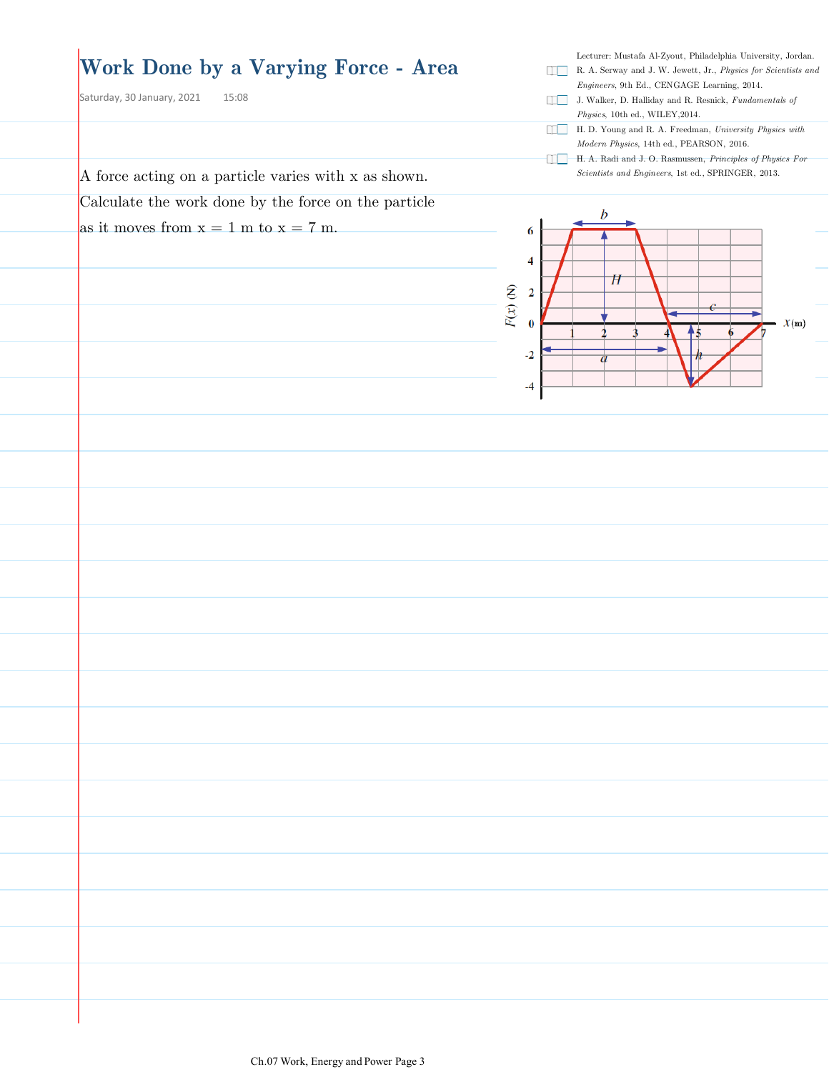# Work Done by a Varying Force - Area

Saturday, 30 January, 2021 15:08

Lecturer: Mustafa Al-Zyout, Philadelphia University, Jordan.

- R. A. Serway and J. W. Jewett, Jr., *Physics for Scientists and Engineers*, 9th Ed., CENGAGE Learning, 2014.
- J. Walker, D. Halliday and R. Resnick, *Fundamentals of Physics*, 10th ed., WILEY,2014.
- H. D. Young and R. A. Freedman, *University Physics with Modern Physics*, 14th ed., PEARSON, 2016.
- H. A. Radi and J. O. Rasmussen, *Principles of Physics For Scientists and Engineers*, 1st ed., SPRINGER, 2013.

A force acting on a particle varies with x as shown. Calculate the work done by the force on the particle as it moves from x = 1 m to x = 7 m.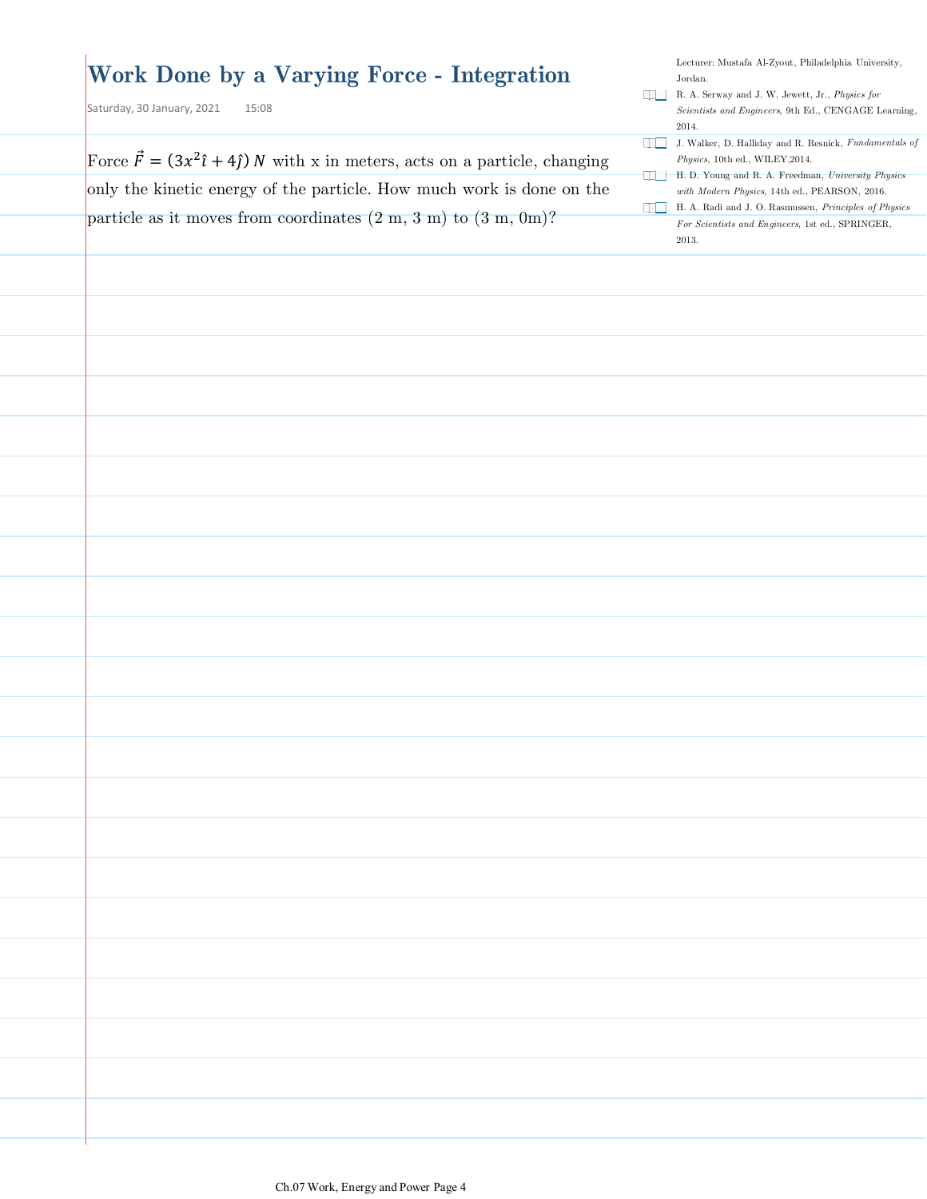# Work Done by a Varying Force - Integration

Saturday, 30 January, 2021 15:08

Lecturer: Mustafa Al-Zyout, Philadelphia University, Jordan.

- R. A. Serway and J. W. Jewett, Jr., *Physics for Scientists and Engineers*, 9th Ed., CENGAGE Learning, 2014.
- J. Walker, D. Halliday and R. Resnick, *Fundamentals of Physics*, 10th ed., WILEY, 2014.
- H. D. Young and R. A. Freedman, *University Physics with Modern Physics*, 14th ed., PEARSON, 2016.
- H. A. Radi and J. O. Rasmussen, *Principles of Physics For Scientists and Engineers*, 1st ed., SPRINGER, 2013.

Force $\vec{F} = (3x^2\hat{\imath} + 4\hat{\jmath})\ N$ with x in meters, acts on a particle, changing only the kinetic energy of the particle. How much work is done on the particle as it moves from coordinates (2 m, 3 m) to (3 m, 0m)?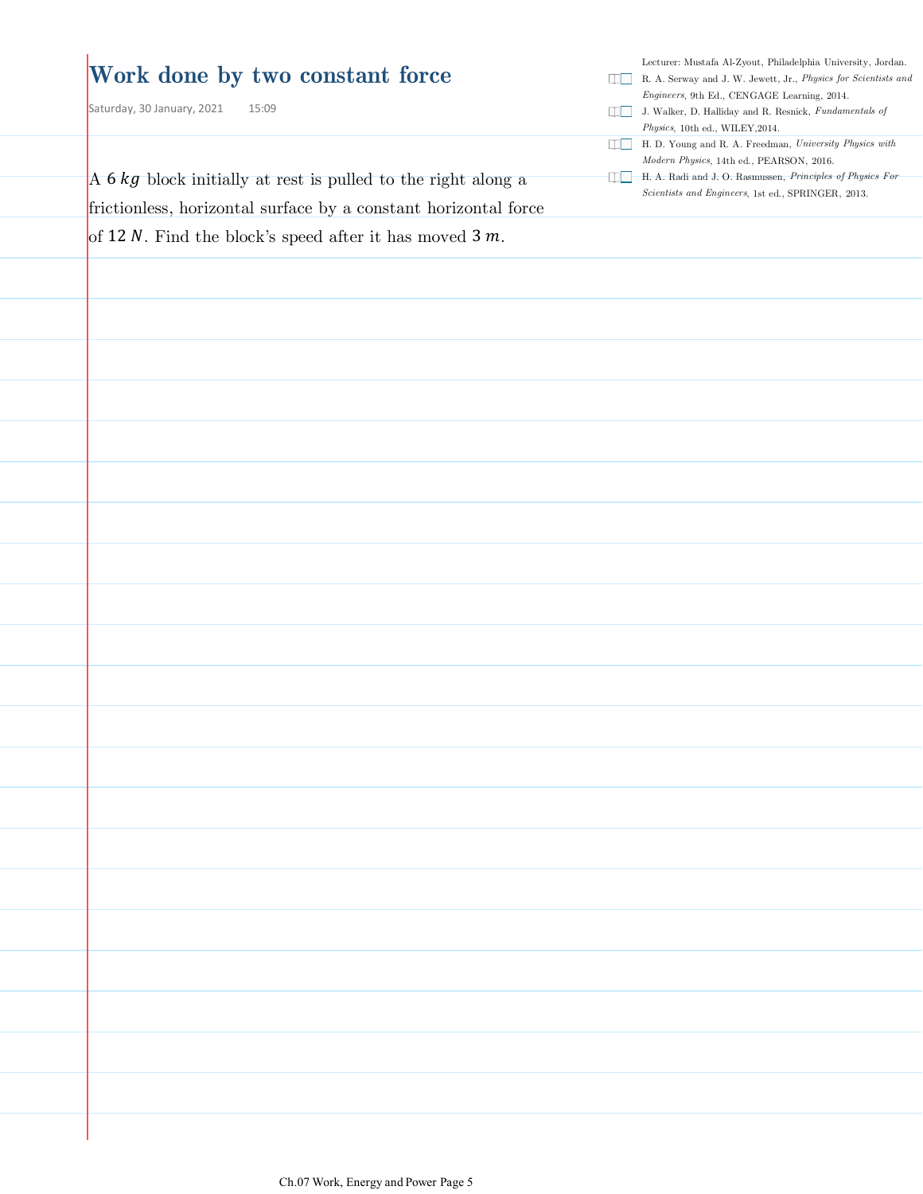# Work done by two constant force

Saturday, 30 January, 2021 15:09

Lecturer: Mustafa Al-Zyout, Philadelphia University, Jordan.

- R. A. Serway and J. W. Jewett, Jr., *Physics for Scientists and Engineers*, 9th Ed., CENGAGE Learning, 2014.
- J. Walker, D. Halliday and R. Resnick, *Fundamentals of Physics*, 10th ed., WILEY,2014.
- H. D. Young and R. A. Freedman, *University Physics with Modern Physics*, 14th ed., PEARSON, 2016.
- H. A. Radi and J. O. Rasmussen, *Principles of Physics For Scientists and Engineers*, 1st ed., SPRINGER, 2013.

A $6\ kg$ block initially at rest is pulled to the right along a frictionless, horizontal surface by a constant horizontal force of $12\ N$. Find the block's speed after it has moved $3\ m$.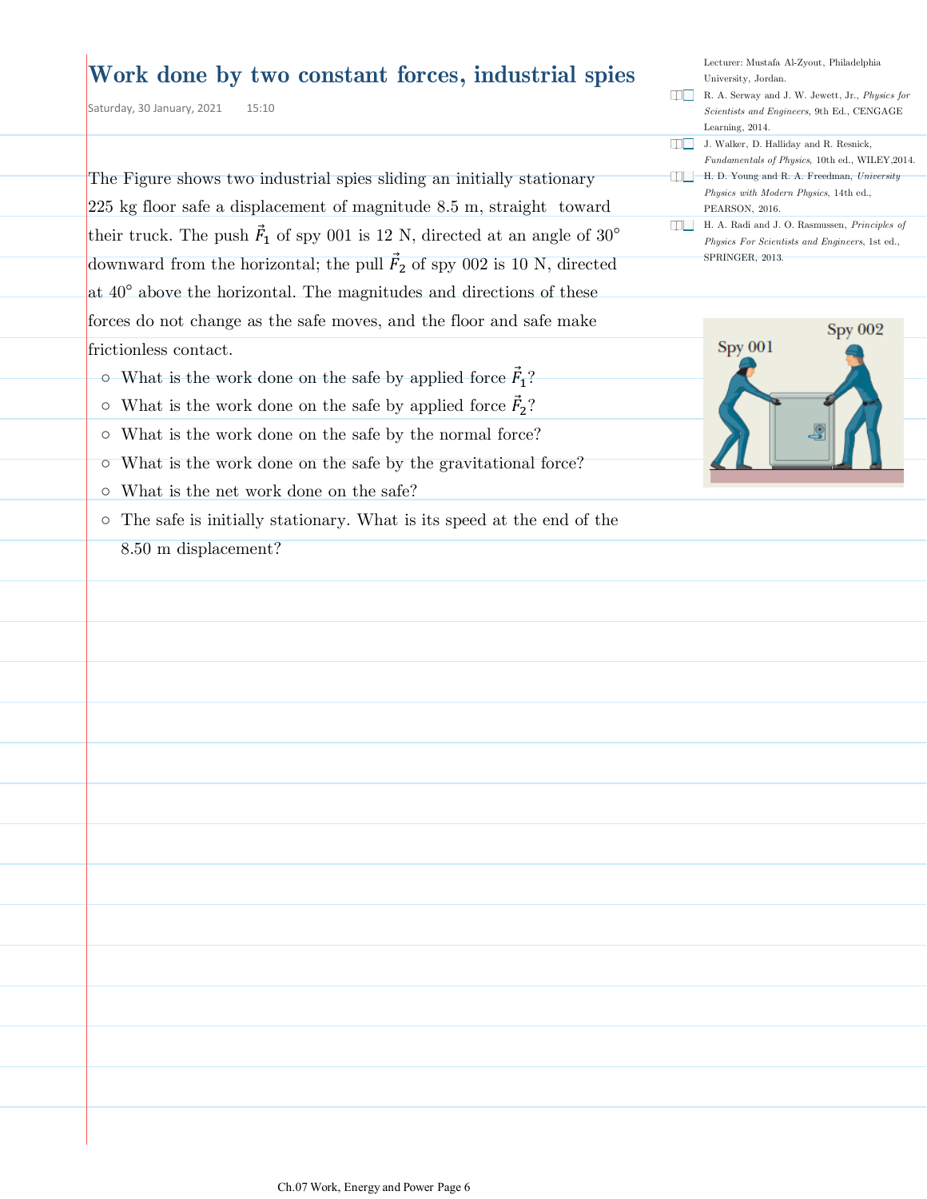# Work done by two constant forces, industrial spies

Saturday, 30 January, 2021 15:10

Lecturer: Mustafa Al-Zyout, Philadelphia University, Jordan.

R. A. Serway and J. W. Jewett, Jr., *Physics for Scientists and Engineers*, 9th Ed., CENGAGE Learning, 2014.

J. Walker, D. Halliday and R. Resnick, *Fundamentals of Physics*, 10th ed., WILEY,2014.

H. D. Young and R. A. Freedman, *University Physics with Modern Physics*, 14th ed., PEARSON, 2016.

H. A. Radi and J. O. Rasmussen, *Principles of Physics For Scientists and Engineers*, 1st ed., SPRINGER, 2013.

The Figure shows two industrial spies sliding an initially stationary 225 kg floor safe a displacement of magnitude 8.5 m, straight toward their truck. The push $\vec{F}_1$ of spy 001 is 12 N, directed at an angle of 30° downward from the horizontal; the pull $\vec{F}_2$ of spy 002 is 10 N, directed at 40° above the horizontal. The magnitudes and directions of these forces do not change as the safe moves, and the floor and safe make frictionless contact.

- What is the work done on the safe by applied force $\vec{F}_1$?
- What is the work done on the safe by applied force $\vec{F}_2$?
- What is the work done on the safe by the normal force?
- What is the work done on the safe by the gravitational force?
- What is the net work done on the safe?
- The safe is initially stationary. What is its speed at the end of the 8.50 m displacement?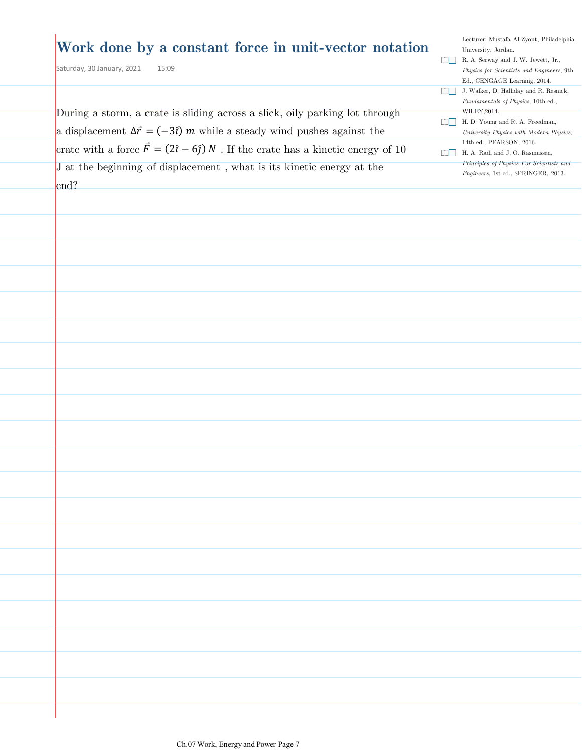# Work done by a constant force in unit-vector notation

Saturday, 30 January, 2021 15:09

Lecturer: Mustafa Al-Zyout, Philadelphia University, Jordan.

- R. A. Serway and J. W. Jewett, Jr., *Physics for Scientists and Engineers*, 9th Ed., CENGAGE Learning, 2014.
- J. Walker, D. Halliday and R. Resnick, *Fundamentals of Physics*, 10th ed., WILEY,2014.
- H. D. Young and R. A. Freedman, *University Physics with Modern Physics*, 14th ed., PEARSON, 2016.
- H. A. Radi and J. O. Rasmussen, *Principles of Physics For Scientists and Engineers*, 1st ed., SPRINGER, 2013.

During a storm, a crate is sliding across a slick, oily parking lot through a displacement $\Delta\vec{r} = (-3\hat{\imath})\ m$ while a steady wind pushes against the crate with a force $\vec{F} = (2\hat{\imath} - 6\hat{\jmath})\ N$ . If the crate has a kinetic energy of 10 J at the beginning of displacement , what is its kinetic energy at the end?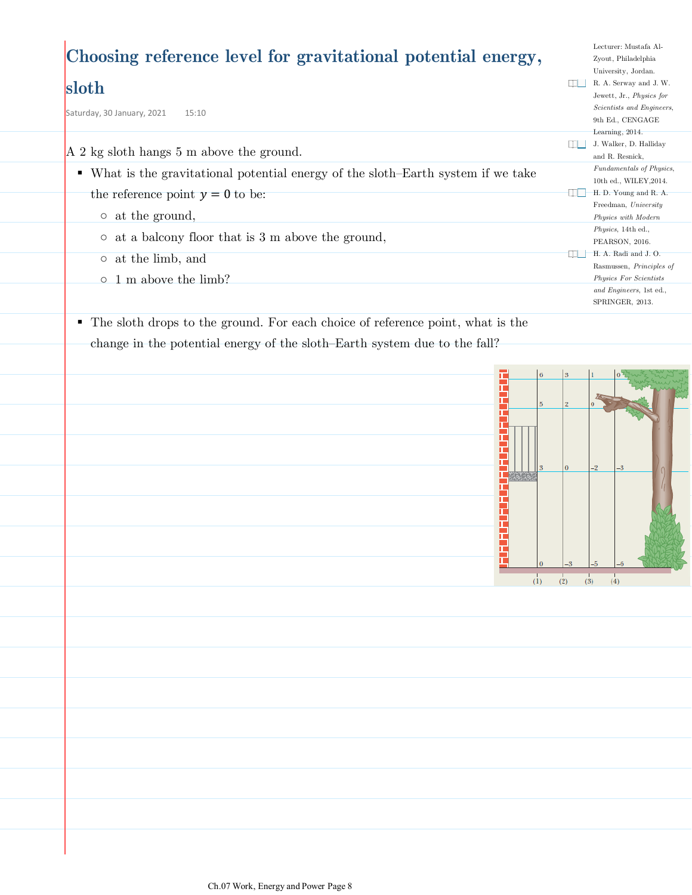# Choosing reference level for gravitational potential energy, sloth

Saturday, 30 January, 2021 15:10

Lecturer: Mustafa Al-Zyout, Philadelphia University, Jordan.

R. A. Serway and J. W. Jewett, Jr., *Physics for Scientists and Engineers*, 9th Ed., CENGAGE Learning, 2014.

J. Walker, D. Halliday and R. Resnick, *Fundamentals of Physics*, 10th ed., WILEY,2014.

H. D. Young and R. A. Freedman, *University Physics with Modern Physics*, 14th ed., PEARSON, 2016.

H. A. Radi and J. O. Rasmussen, *Principles of Physics For Scientists and Engineers*, 1st ed., SPRINGER, 2013.

A 2 kg sloth hangs 5 m above the ground.

- What is the gravitational potential energy of the sloth–Earth system if we take the reference point $y = 0$ to be:
  - at the ground,
  - at a balcony floor that is 3 m above the ground,
  - at the limb, and
  - 1 m above the limb?
- The sloth drops to the ground. For each choice of reference point, what is the change in the potential energy of the sloth–Earth system due to the fall?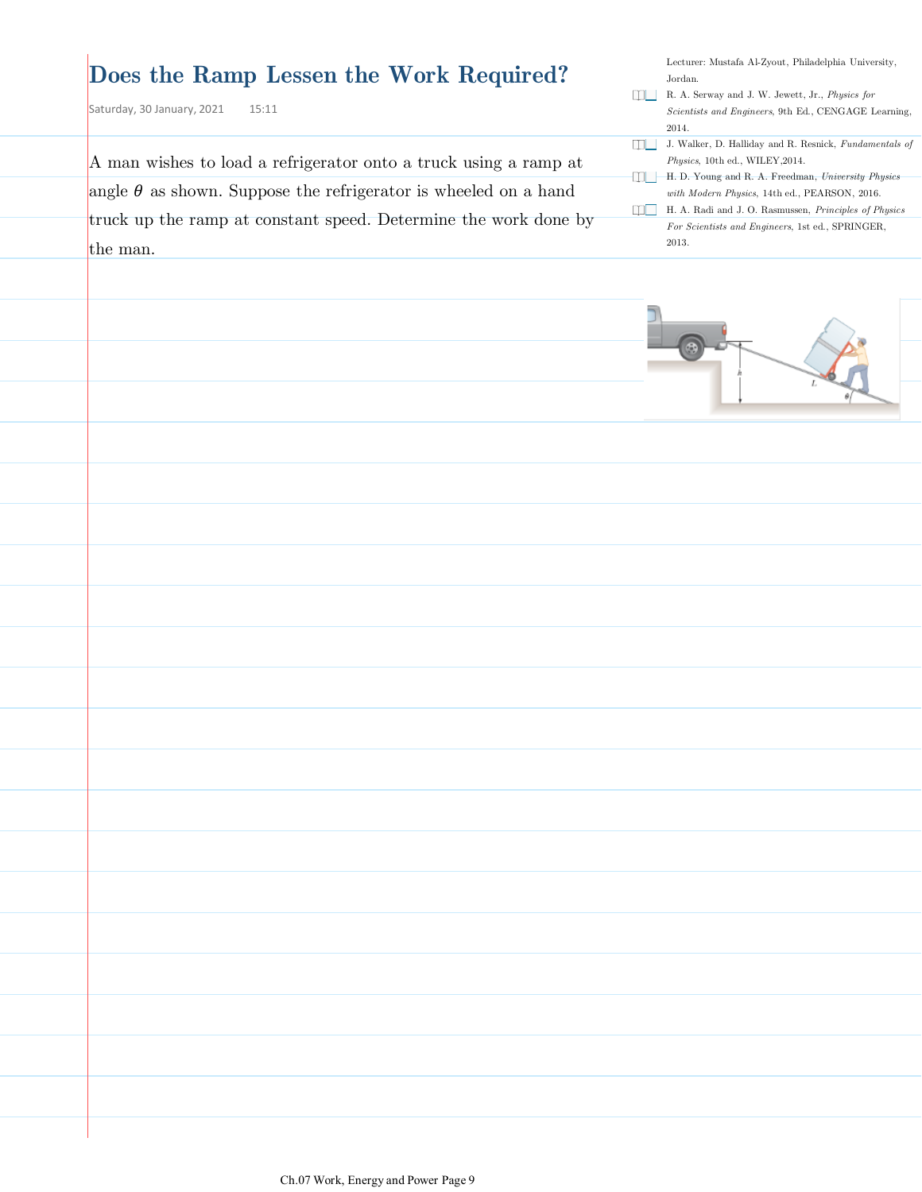# Does the Ramp Lessen the Work Required?

Saturday, 30 January, 2021 15:11

A man wishes to load a refrigerator onto a truck using a ramp at angle $\theta$ as shown. Suppose the refrigerator is wheeled on a hand truck up the ramp at constant speed. Determine the work done by the man.

Lecturer: Mustafa Al-Zyout, Philadelphia University, Jordan.

- R. A. Serway and J. W. Jewett, Jr., *Physics for Scientists and Engineers*, 9th Ed., CENGAGE Learning, 2014.
- J. Walker, D. Halliday and R. Resnick, *Fundamentals of Physics*, 10th ed., WILEY, 2014.
- H. D. Young and R. A. Freedman, *University Physics with Modern Physics*, 14th ed., PEARSON, 2016.
- H. A. Radi and J. O. Rasmussen, *Principles of Physics For Scientists and Engineers*, 1st ed., SPRINGER, 2013.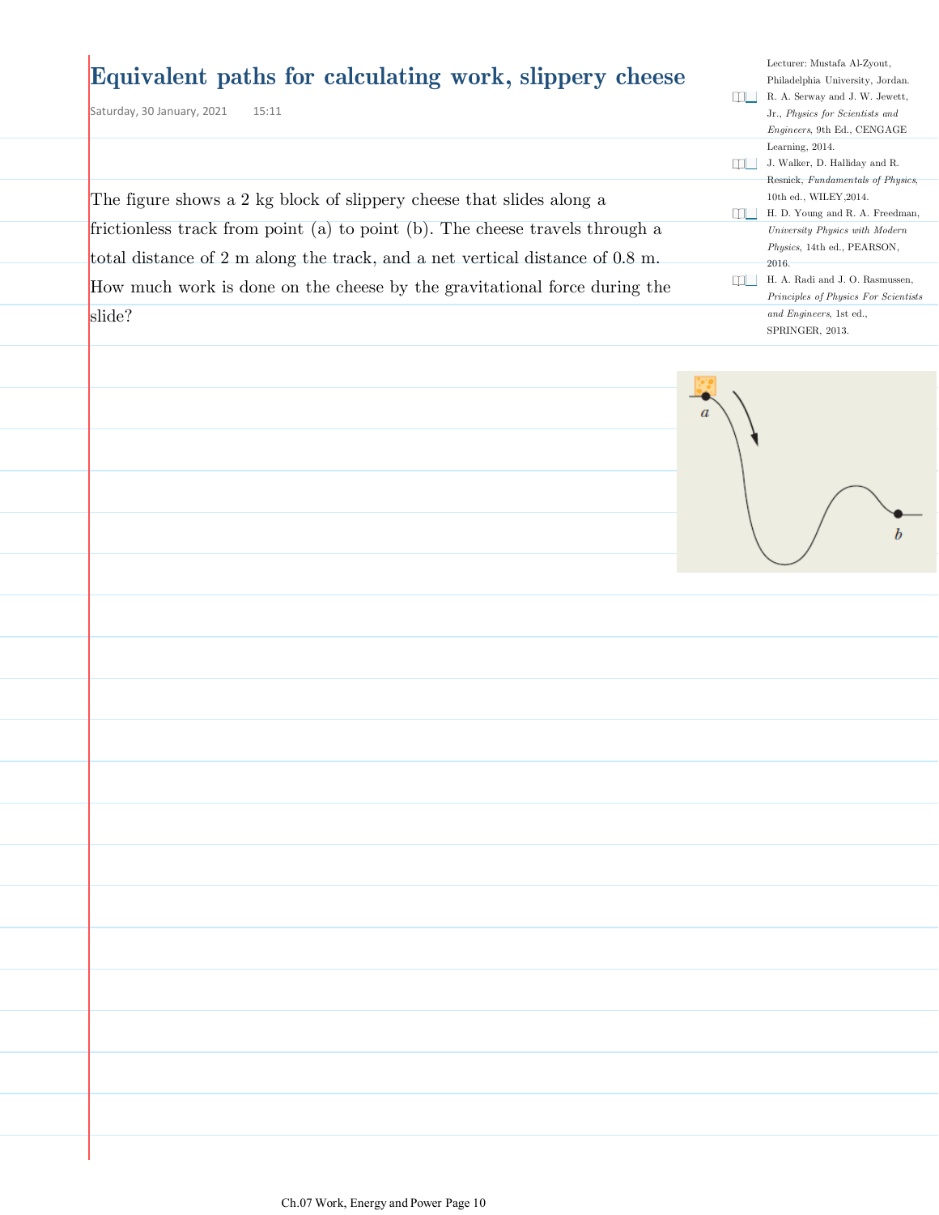# Equivalent paths for calculating work, slippery cheese

Saturday, 30 January, 2021 15:11

Lecturer: Mustafa Al-Zyout, Philadelphia University, Jordan.

- R. A. Serway and J. W. Jewett, Jr., *Physics for Scientists and Engineers*, 9th Ed., CENGAGE Learning, 2014.
- J. Walker, D. Halliday and R. Resnick, *Fundamentals of Physics*, 10th ed., WILEY,2014.
- H. D. Young and R. A. Freedman, *University Physics with Modern Physics*, 14th ed., PEARSON, 2016.
- H. A. Radi and J. O. Rasmussen, *Principles of Physics For Scientists and Engineers*, 1st ed., SPRINGER, 2013.

The figure shows a 2 kg block of slippery cheese that slides along a frictionless track from point (a) to point (b). The cheese travels through a total distance of 2 m along the track, and a net vertical distance of 0.8 m. How much work is done on the cheese by the gravitational force during the slide?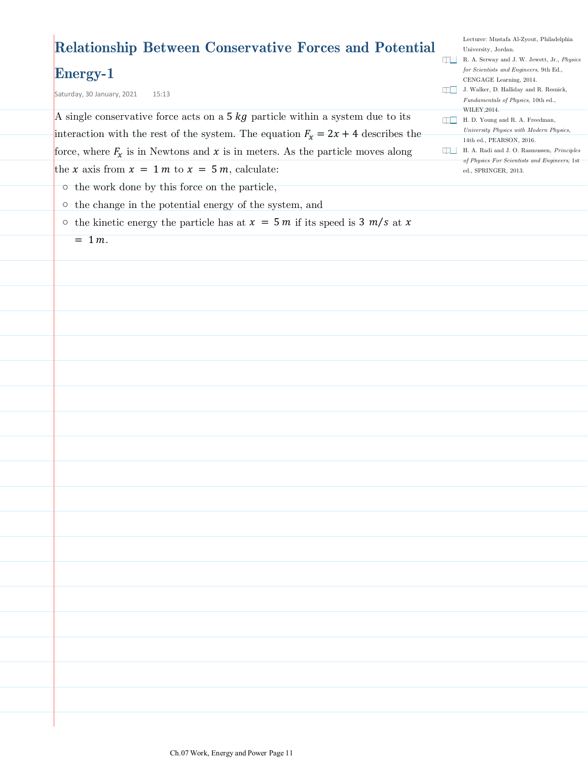# Relationship Between Conservative Forces and Potential Energy-1

Saturday, 30 January, 2021 15:13

Lecturer: Mustafa Al-Zyout, Philadelphia University, Jordan.

- R. A. Serway and J. W. Jewett, Jr., *Physics for Scientists and Engineers*, 9th Ed., CENGAGE Learning, 2014.
- J. Walker, D. Halliday and R. Resnick, *Fundamentals of Physics*, 10th ed., WILEY,2014.
- H. D. Young and R. A. Freedman, *University Physics with Modern Physics*, 14th ed., PEARSON, 2016.
- H. A. Radi and J. O. Rasmussen, *Principles of Physics For Scientists and Engineers*, 1st ed., SPRINGER, 2013.

A single conservative force acts on a $5\ kg$ particle within a system due to its interaction with the rest of the system. The equation $F_x = 2x + 4$ describes the force, where $F_x$ is in Newtons and $x$ is in meters. As the particle moves along the $x$ axis from $x = 1\ m$ to $x = 5\ m$, calculate:

- the work done by this force on the particle,
- the change in the potential energy of the system, and
- the kinetic energy the particle has at $x = 5\ m$ if its speed is $3\ m/s$ at $x = 1\ m$.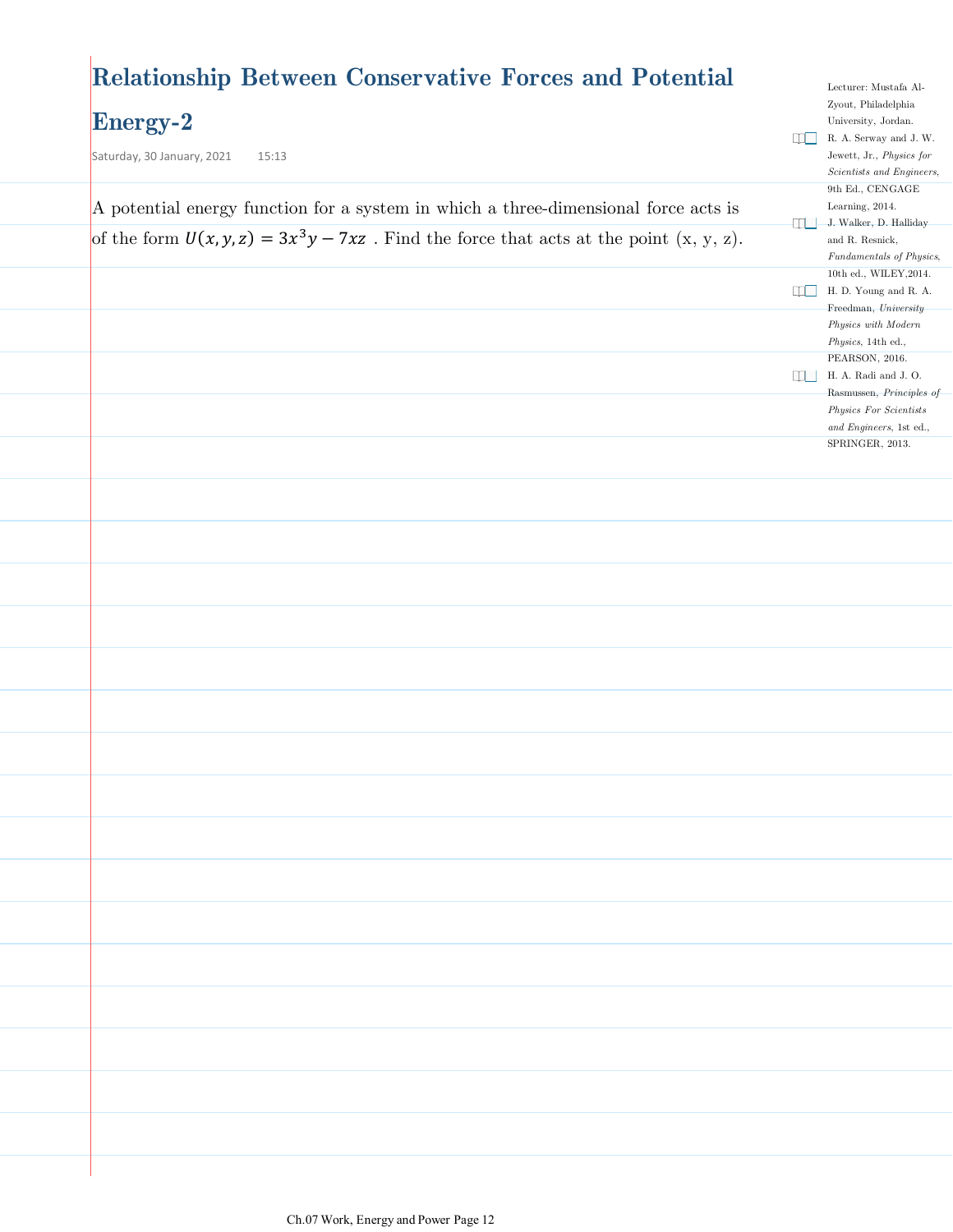# Relationship Between Conservative Forces and Potential Energy-2

Saturday, 30 January, 2021 15:13

A potential energy function for a system in which a three-dimensional force acts is of the form $U(x, y, z) = 3x^3y - 7xz$ . Find the force that acts at the point (x, y, z).

Lecturer: Mustafa Al-Zyout, Philadelphia University, Jordan.

- R. A. Serway and J. W. Jewett, Jr., *Physics for Scientists and Engineers*, 9th Ed., CENGAGE Learning, 2014.
- J. Walker, D. Halliday and R. Resnick, *Fundamentals of Physics*, 10th ed., WILEY, 2014.
- H. D. Young and R. A. Freedman, *University Physics with Modern Physics*, 14th ed., PEARSON, 2016.
- H. A. Radi and J. O. Rasmussen, *Principles of Physics For Scientists and Engineers*, 1st ed., SPRINGER, 2013.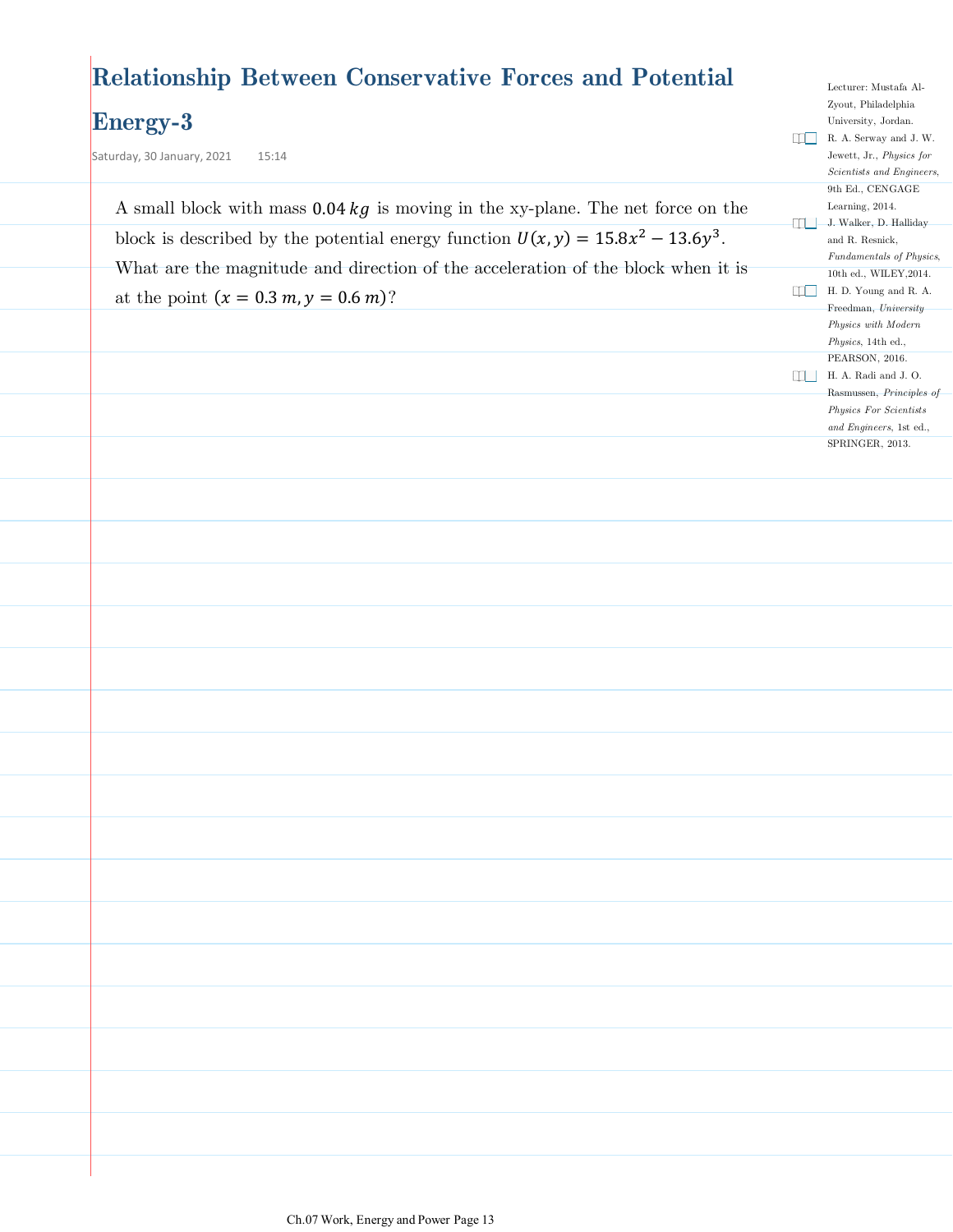# Relationship Between Conservative Forces and Potential Energy-3

Saturday, 30 January, 2021 15:14

Lecturer: Mustafa Al-Zyout, Philadelphia University, Jordan.

R. A. Serway and J. W. Jewett, Jr., *Physics for Scientists and Engineers*, 9th Ed., CENGAGE Learning, 2014.

J. Walker, D. Halliday and R. Resnick, *Fundamentals of Physics*, 10th ed., WILEY, 2014.

H. D. Young and R. A. Freedman, *University Physics with Modern Physics*, 14th ed., PEARSON, 2016.

H. A. Radi and J. O. Rasmussen, *Principles of Physics For Scientists and Engineers*, 1st ed., SPRINGER, 2013.

A small block with mass $0.04\,kg$ is moving in the xy-plane. The net force on the block is described by the potential energy function $U(x, y) = 15.8x^2 - 13.6y^3$. What are the magnitude and direction of the acceleration of the block when it is at the point $(x = 0.3\,m, y = 0.6\,m)$?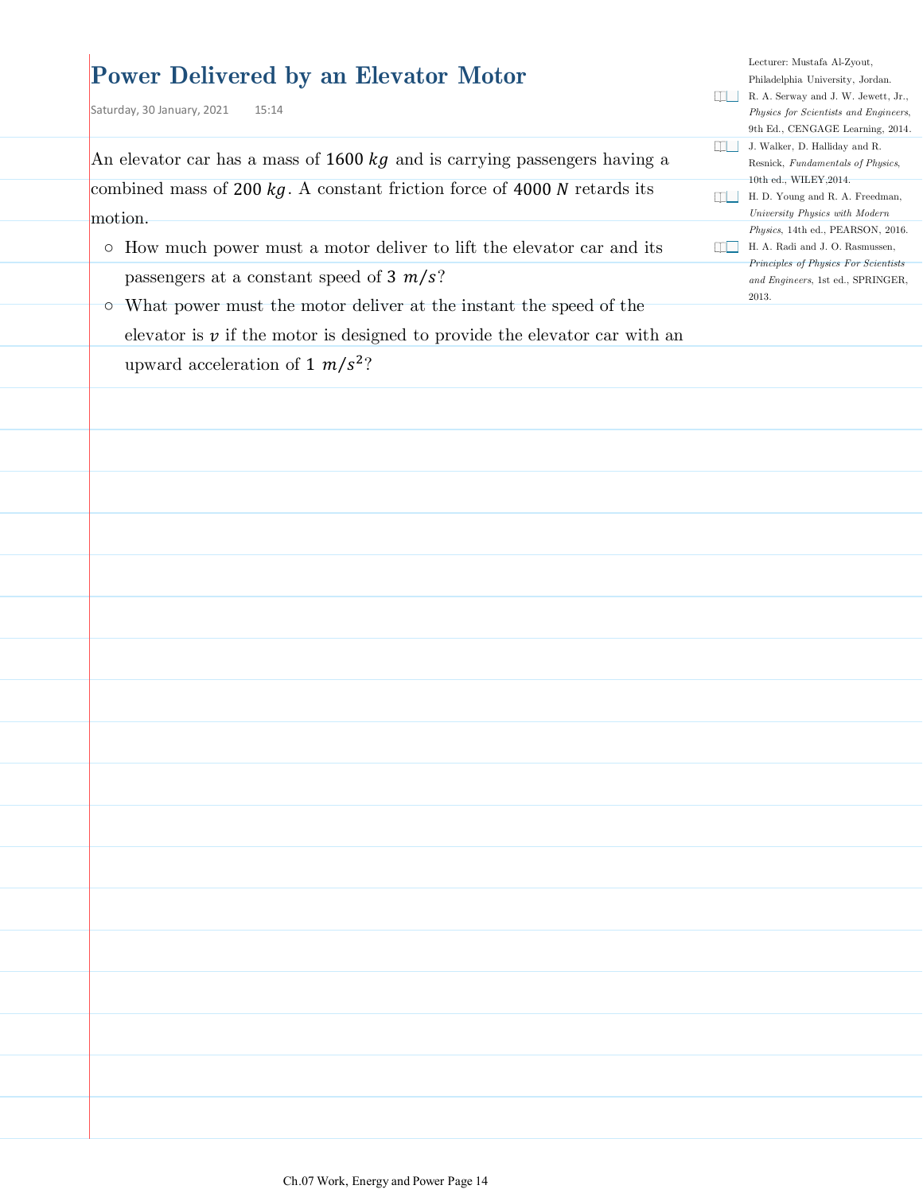# Power Delivered by an Elevator Motor

Saturday, 30 January, 2021 15:14

Lecturer: Mustafa Al-Zyout, Philadelphia University, Jordan.

- R. A. Serway and J. W. Jewett, Jr., *Physics for Scientists and Engineers*, 9th Ed., CENGAGE Learning, 2014.
- J. Walker, D. Halliday and R. Resnick, *Fundamentals of Physics*, 10th ed., WILEY,2014.
- H. D. Young and R. A. Freedman, *University Physics with Modern Physics*, 14th ed., PEARSON, 2016.
- H. A. Radi and J. O. Rasmussen, *Principles of Physics For Scientists and Engineers*, 1st ed., SPRINGER, 2013.

An elevator car has a mass of $1600\ kg$ and is carrying passengers having a combined mass of $200\ kg$. A constant friction force of $4000\ N$ retards its motion.

- How much power must a motor deliver to lift the elevator car and its passengers at a constant speed of $3\ m/s$?
- What power must the motor deliver at the instant the speed of the elevator is $v$ if the motor is designed to provide the elevator car with an upward acceleration of $1\ m/s^2$?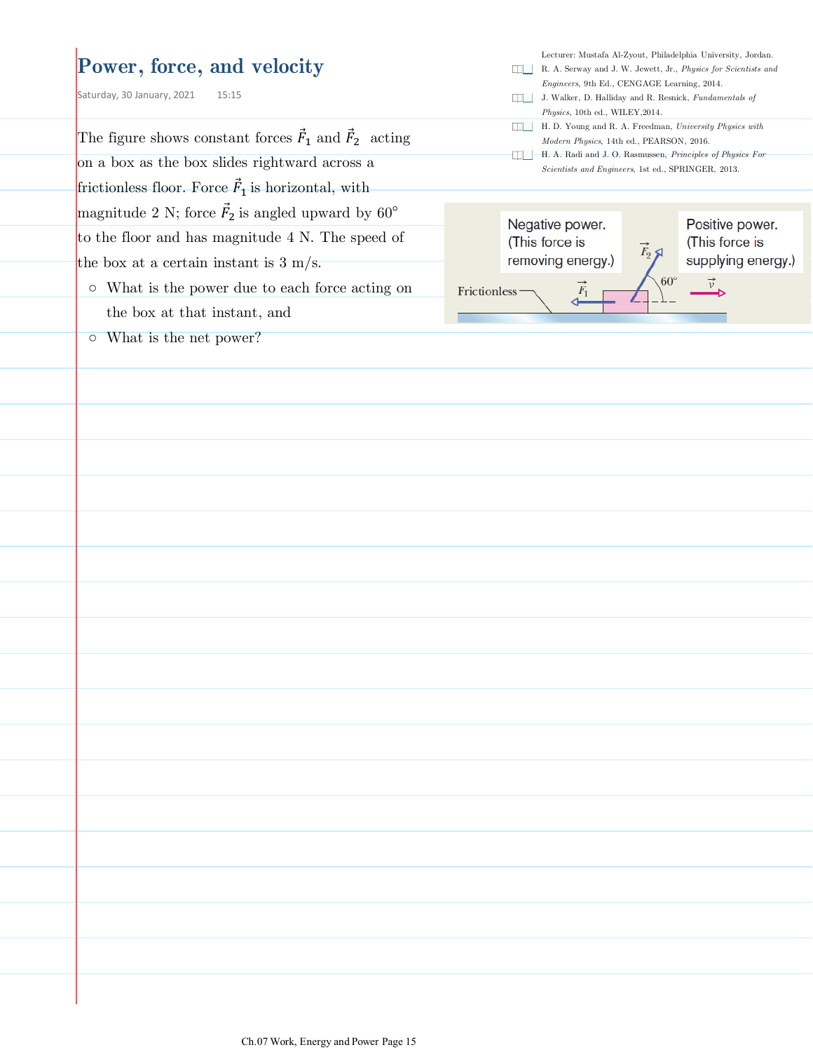# Power, force, and velocity

Saturday, 30 January, 2021 15:15

Lecturer: Mustafa Al-Zyout, Philadelphia University, Jordan.

R. A. Serway and J. W. Jewett, Jr., *Physics for Scientists and Engineers*, 9th Ed., CENGAGE Learning, 2014.

J. Walker, D. Halliday and R. Resnick, *Fundamentals of Physics*, 10th ed., WILEY, 2014.

H. D. Young and R. A. Freedman, *University Physics with Modern Physics*, 14th ed., PEARSON, 2016.

H. A. Radi and J. O. Rasmussen, *Principles of Physics For Scientists and Engineers*, 1st ed., SPRINGER, 2013.

The figure shows constant forces $\vec{F}_1$ and $\vec{F}_2$ acting on a box as the box slides rightward across a frictionless floor. Force $\vec{F}_1$ is horizontal, with magnitude 2 N; force $\vec{F}_2$ is angled upward by 60° to the floor and has magnitude 4 N. The speed of the box at a certain instant is 3 m/s.

- What is the power due to each force acting on the box at that instant, and
- What is the net power?

Negative power. (This force is removing energy.)

Positive power. (This force is supplying energy.)

Frictionless

$\vec{F}_1$ $\vec{F}_2$ 60° $\vec{v}$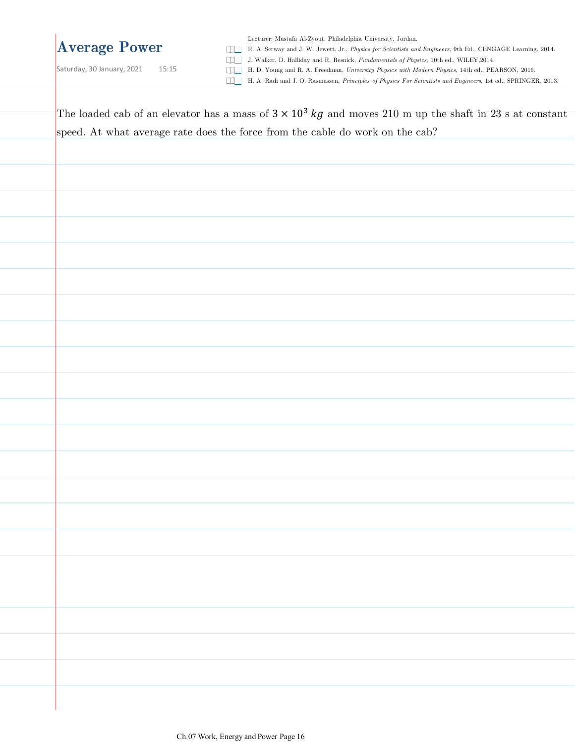# Average Power

Saturday, 30 January, 2021 15:15

Lecturer: Mustafa Al-Zyout, Philadelphia University, Jordan.

- R. A. Serway and J. W. Jewett, Jr., *Physics for Scientists and Engineers*, 9th Ed., CENGAGE Learning, 2014.
- J. Walker, D. Halliday and R. Resnick, *Fundamentals of Physics*, 10th ed., WILEY,2014.
- H. D. Young and R. A. Freedman, *University Physics with Modern Physics*, 14th ed., PEARSON, 2016.
- H. A. Radi and J. O. Rasmussen, *Principles of Physics For Scientists and Engineers*, 1st ed., SPRINGER, 2013.

The loaded cab of an elevator has a mass of $3 \times 10^3\ kg$ and moves 210 m up the shaft in 23 s at constant speed. At what average rate does the force from the cable do work on the cab?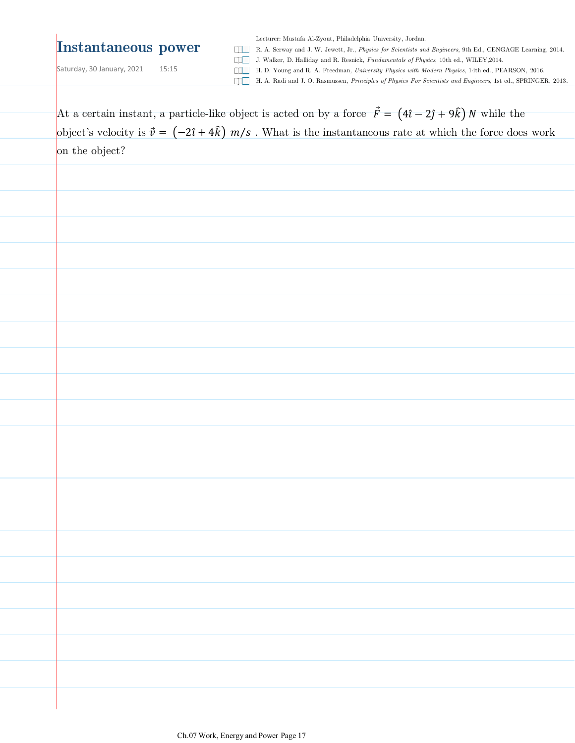# Instantaneous power

Saturday, 30 January, 2021 15:15

Lecturer: Mustafa Al-Zyout, Philadelphia University, Jordan.

- R. A. Serway and J. W. Jewett, Jr., *Physics for Scientists and Engineers*, 9th Ed., CENGAGE Learning, 2014.
- J. Walker, D. Halliday and R. Resnick, *Fundamentals of Physics*, 10th ed., WILEY,2014.
- H. D. Young and R. A. Freedman, *University Physics with Modern Physics*, 14th ed., PEARSON, 2016.
- H. A. Radi and J. O. Rasmussen, *Principles of Physics For Scientists and Engineers*, 1st ed., SPRINGER, 2013.

At a certain instant, a particle-like object is acted on by a force $\vec{F} = \left(4\hat{\imath} - 2\hat{\jmath} + 9\hat{k}\right) N$ while the object's velocity is $\vec{v} = \left(-2\hat{\imath} + 4\hat{k}\right)\ m/s$ . What is the instantaneous rate at which the force does work on the object?